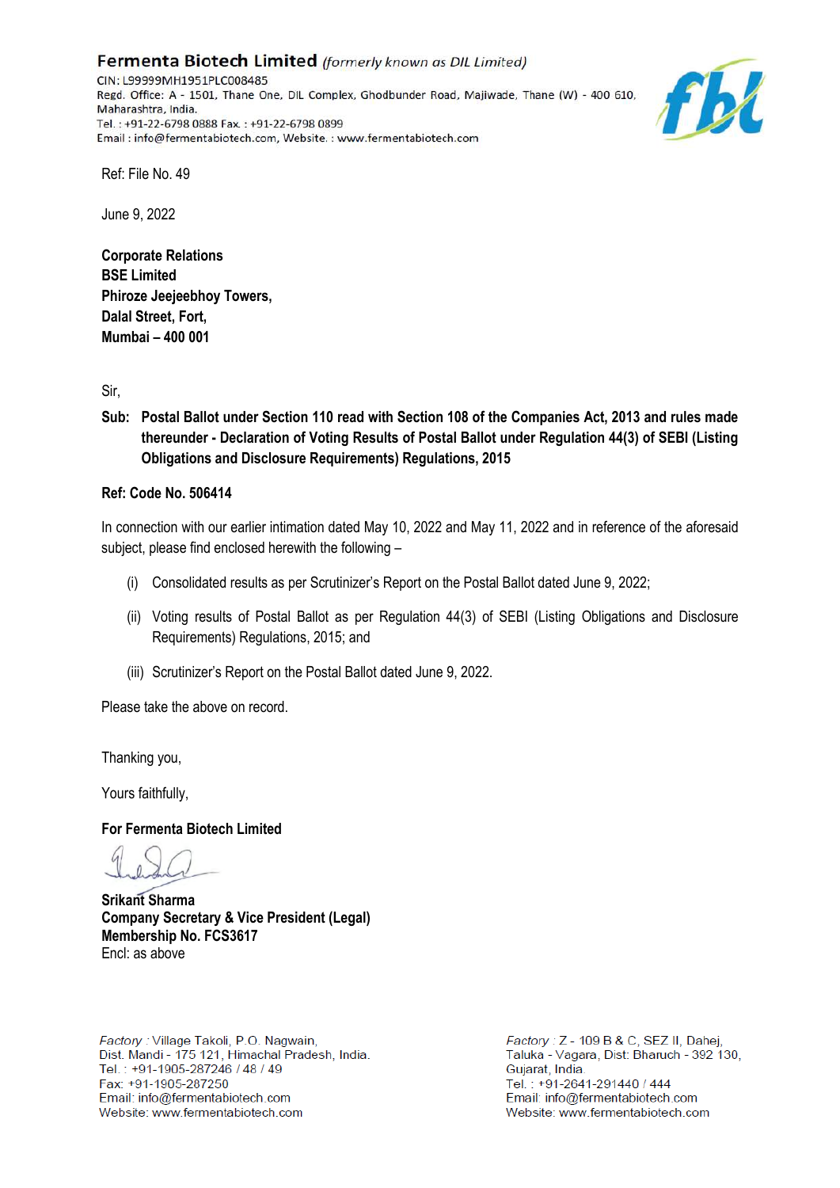**Fermenta Biotech Limited** *(formerly known as DIL Limited)*
CIN: L99999MH1951PLC008485
Regd. Office: A - 1501, Thane One, DIL Complex, Ghodbunder Road, Majiwade, Thane (W) - 400 610, Maharashtra, India.
Tel. : +91-22-6798 0888 Fax. : +91-22-6798 0899
Email : info@fermentabiotech.com, Website. : www.fermentabiotech.com

Ref: File No. 49

June 9, 2022

**Corporate Relations**
**BSE Limited**
**Phiroze Jeejeebhoy Towers,**
**Dalal Street, Fort,**
**Mumbai – 400 001**

Sir,

**Sub: Postal Ballot under Section 110 read with Section 108 of the Companies Act, 2013 and rules made thereunder - Declaration of Voting Results of Postal Ballot under Regulation 44(3) of SEBI (Listing Obligations and Disclosure Requirements) Regulations, 2015**

**Ref: Code No. 506414**

In connection with our earlier intimation dated May 10, 2022 and May 11, 2022 and in reference of the aforesaid subject, please find enclosed herewith the following –

(i) Consolidated results as per Scrutinizer's Report on the Postal Ballot dated June 9, 2022;

(ii) Voting results of Postal Ballot as per Regulation 44(3) of SEBI (Listing Obligations and Disclosure Requirements) Regulations, 2015; and

(iii) Scrutinizer's Report on the Postal Ballot dated June 9, 2022.

Please take the above on record.

Thanking you,

Yours faithfully,

**For Fermenta Biotech Limited**

**Srikant Sharma**
**Company Secretary & Vice President (Legal)**
**Membership No. FCS3617**
Encl: as above

*Factory* : Village Takoli, P.O. Nagwain,
Dist. Mandi - 175 121, Himachal Pradesh, India.
Tel. : +91-1905-287246 / 48 / 49
Fax: +91-1905-287250
Email: info@fermentabiotech.com
Website: www.fermentabiotech.com

*Factory* : Z - 109 B & C, SEZ II, Dahej,
Taluka - Vagara, Dist: Bharuch - 392 130,
Gujarat, India.
Tel. : +91-2641-291440 / 444
Email: info@fermentabiotech.com
Website: www.fermentabiotech.com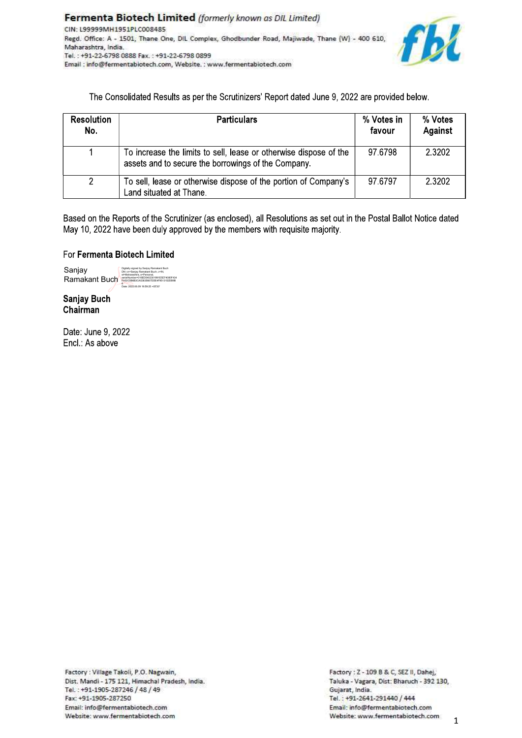**Fermenta Biotech Limited** *(formerly known as DIL Limited)*
CIN: L99999MH1951PLC008485
Regd. Office: A - 1501, Thane One, DIL Complex, Ghodbunder Road, Majiwade, Thane (W) - 400 610, Maharashtra, India.
Tel. : +91-22-6798 0888 Fax. : +91-22-6798 0899
Email : info@fermentabiotech.com, Website. : www.fermentabiotech.com

The Consolidated Results as per the Scrutinizers' Report dated June 9, 2022 are provided below.

| Resolution No. | Particulars | % Votes in favour | % Votes Against |
|---|---|---|---|
| 1 | To increase the limits to sell, lease or otherwise dispose of the assets and to secure the borrowings of the Company. | 97.6798 | 2.3202 |
| 2 | To sell, lease or otherwise dispose of the portion of Company's Land situated at Thane. | 97.6797 | 2.3202 |

Based on the Reports of the Scrutinizer (as enclosed), all Resolutions as set out in the Postal Ballot Notice dated May 10, 2022 have been duly approved by the members with requisite majority.

For **Fermenta Biotech Limited**

Sanjay Ramakant Buch

**Sanjay Buch**
**Chairman**

Date: June 9, 2022
Encl.: As above

Factory : Village Takoli, P.O. Nagwain,
Dist. Mandi - 175 121, Himachal Pradesh, India.
Tel. : +91-1905-287246 / 48 / 49
Fax: +91-1905-287250
Email: info@fermentabiotech.com
Website: www.fermentabiotech.com

Factory : Z - 109 B & C, SEZ II, Dahej,
Taluka - Vagara, Dist: Bharuch - 392 130,
Gujarat, India.
Tel. : +91-2641-291440 / 444
Email: info@fermentabiotech.com
Website: www.fermentabiotech.com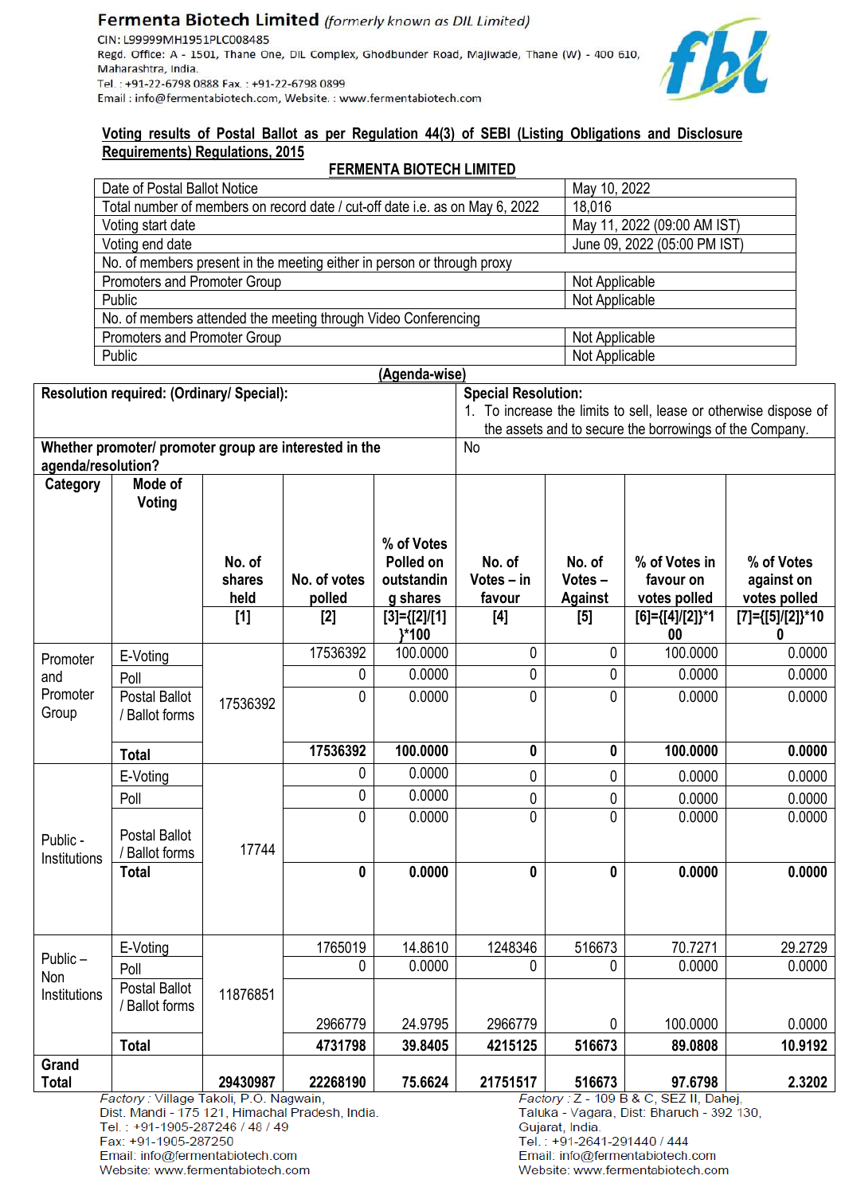**Fermenta Biotech Limited** *(formerly known as DIL Limited)*

CIN: L99999MH1951PLC008485
Regd. Office: A - 1501, Thane One, DIL Complex, Ghodbunder Road, Majiwade, Thane (W) - 400 610, Maharashtra, India.
Tel. : +91-22-6798 0888 Fax. : +91-22-6798 0899
Email : info@fermentabiotech.com, Website. : www.fermentabiotech.com

## Voting results of Postal Ballot as per Regulation 44(3) of SEBI (Listing Obligations and Disclosure Requirements) Regulations, 2015

### FERMENTA BIOTECH LIMITED

| | |
|---|---|
| Date of Postal Ballot Notice | May 10, 2022 |
| Total number of members on record date / cut-off date i.e. as on May 6, 2022 | 18,016 |
| Voting start date | May 11, 2022 (09:00 AM IST) |
| Voting end date | June 09, 2022 (05:00 PM IST) |
| No. of members present in the meeting either in person or through proxy | |
| Promoters and Promoter Group | Not Applicable |
| Public | Not Applicable |
| No. of members attended the meeting through Video Conferencing | |
| Promoters and Promoter Group | Not Applicable |
| Public | Not Applicable |

**(Agenda-wise)**

| | |
|---|---|
| **Resolution required: (Ordinary/ Special):** | **Special Resolution:** 1. To increase the limits to sell, lease or otherwise dispose of the assets and to secure the borrowings of the Company. |
| **Whether promoter/ promoter group are interested in the agenda/resolution?** | No |

| Category | Mode of Voting | No. of shares held [1] | No. of votes polled [2] | % of Votes Polled on outstanding shares [3]={[2]/[1]}*100 | No. of Votes – in favour [4] | No. of Votes – Against [5] | % of Votes in favour on votes polled [6]={[4]/[2]}*100 | % of Votes against on votes polled [7]={[5]/[2]}*100 |
|---|---|---|---|---|---|---|---|---|
| Promoter and Promoter Group | E-Voting | 17536392 | 17536392 | 100.0000 | 0 | 0 | 100.0000 | 0.0000 |
| | Poll | | 0 | 0.0000 | 0 | 0 | 0.0000 | 0.0000 |
| | Postal Ballot / Ballot forms | | 0 | 0.0000 | 0 | 0 | 0.0000 | 0.0000 |
| | **Total** | | **17536392** | **100.0000** | **0** | **0** | **100.0000** | **0.0000** |
| Public - Institutions | E-Voting | 17744 | 0 | 0.0000 | 0 | 0 | 0.0000 | 0.0000 |
| | Poll | | 0 | 0.0000 | 0 | 0 | 0.0000 | 0.0000 |
| | Postal Ballot / Ballot forms | | 0 | 0.0000 | 0 | 0 | 0.0000 | 0.0000 |
| | **Total** | | **0** | **0.0000** | **0** | **0** | **0.0000** | **0.0000** |
| Public – Non Institutions | E-Voting | 11876851 | 1765019 | 14.8610 | 1248346 | 516673 | 70.7271 | 29.2729 |
| | Poll | | 0 | 0.0000 | 0 | 0 | 0.0000 | 0.0000 |
| | Postal Ballot / Ballot forms | | 2966779 | 24.9795 | 2966779 | 0 | 100.0000 | 0.0000 |
| | **Total** | | **4731798** | **39.8405** | **4215125** | **516673** | **89.0808** | **10.9192** |
| **Grand Total** | | **29430987** | **22268190** | **75.6624** | **21751517** | **516673** | **97.6798** | **2.3202** |

*Factory* : Village Takoli, P.O. Nagwain,
Dist. Mandi - 175 121, Himachal Pradesh, India.
Tel. : +91-1905-287246 / 48 / 49
Fax: +91-1905-287250
Email: info@fermentabiotech.com
Website: www.fermentabiotech.com

*Factory* : Z - 109 B & C, SEZ II, Dahej,
Taluka - Vagara, Dist: Bharuch - 392 130,
Gujarat, India.
Tel. : +91-2641-291440 / 444
Email: info@fermentabiotech.com
Website: www.fermentabiotech.com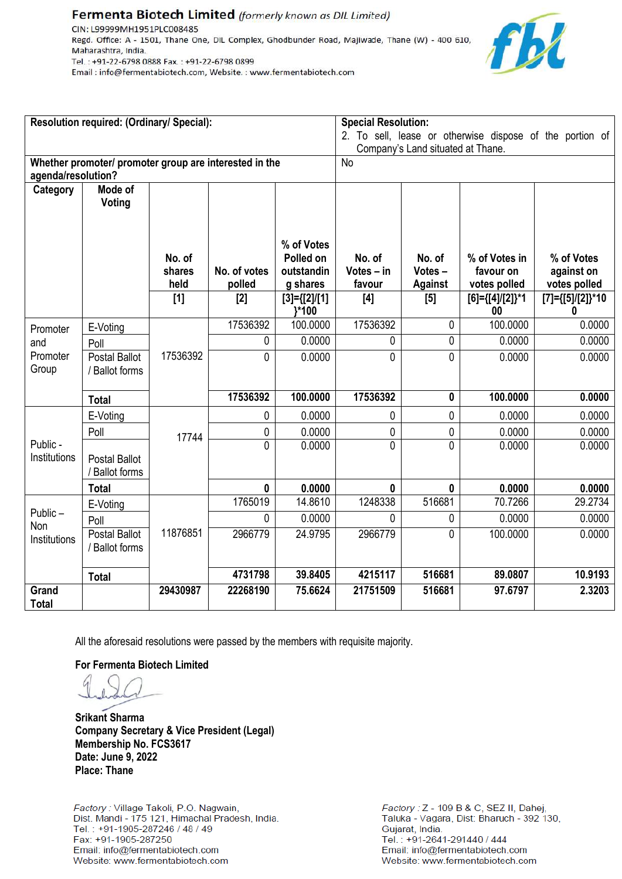**Fermenta Biotech Limited** *(formerly known as DIL Limited)*
CIN: L99999MH1951PLC008485
Regd. Office: A - 1501, Thane One, DIL Complex, Ghodbunder Road, Majiwade, Thane (W) - 400 610, Maharashtra, India.
Tel.: +91-22-6798 0888 Fax.: +91-22-6798 0899
Email : info@fermentabiotech.com, Website. : www.fermentabiotech.com

| **Resolution required: (Ordinary/ Special):** | | | | **Special Resolution:** 2. To sell, lease or otherwise dispose of the portion of Company's Land situated at Thane. | | | | |
|---|---|---|---|---|---|---|---|---|
| **Whether promoter/ promoter group are interested in the agenda/resolution?** | | | | No | | | | |
| **Category** | **Mode of Voting** | **No. of shares held [1]** | **No. of votes polled [2]** | **% of Votes Polled on outstanding shares [3]={[2]/[1]}*100** | **No. of Votes – in favour [4]** | **No. of Votes – Against [5]** | **% of Votes in favour on votes polled [6]={[4]/[2]}*100** | **% of Votes against on votes polled [7]={[5]/[2]}*100** |
| Promoter and Promoter Group | E-Voting | 17536392 | 17536392 | 100.0000 | 17536392 | 0 | 100.0000 | 0.0000 |
| | Poll | | 0 | 0.0000 | 0 | 0 | 0.0000 | 0.0000 |
| | Postal Ballot / Ballot forms | | 0 | 0.0000 | 0 | 0 | 0.0000 | 0.0000 |
| | **Total** | | **17536392** | **100.0000** | **17536392** | **0** | **100.0000** | **0.0000** |
| Public - Institutions | E-Voting | 17744 | 0 | 0.0000 | 0 | 0 | 0.0000 | 0.0000 |
| | Poll | | 0 | 0.0000 | 0 | 0 | 0.0000 | 0.0000 |
| | Postal Ballot / Ballot forms | | 0 | 0.0000 | 0 | 0 | 0.0000 | 0.0000 |
| | **Total** | | **0** | **0.0000** | **0** | **0** | **0.0000** | **0.0000** |
| Public – Non Institutions | E-Voting | 11876851 | 1765019 | 14.8610 | 1248338 | 516681 | 70.7266 | 29.2734 |
| | Poll | | 0 | 0.0000 | 0 | 0 | 0.0000 | 0.0000 |
| | Postal Ballot / Ballot forms | | 2966779 | 24.9795 | 2966779 | 0 | 100.0000 | 0.0000 |
| | **Total** | | **4731798** | **39.8405** | **4215117** | **516681** | **89.0807** | **10.9193** |
| **Grand Total** | | **29430987** | **22268190** | **75.6624** | **21751509** | **516681** | **97.6797** | **2.3203** |

All the aforesaid resolutions were passed by the members with requisite majority.

**For Fermenta Biotech Limited**

**Srikant Sharma**
**Company Secretary & Vice President (Legal)**
**Membership No. FCS3617**
**Date: June 9, 2022**
**Place: Thane**

*Factory* : Village Takoli, P.O. Nagwain, Dist. Mandi - 175 121, Himachal Pradesh, India.
Tel.: +91-1905-287246 / 48 / 49
Fax: +91-1905-287250
Email: info@fermentabiotech.com
Website: www.fermentabiotech.com

*Factory* : Z - 109 B & C, SEZ II, Dahej, Taluka - Vagara, Dist: Bharuch - 392 130, Gujarat, India.
Tel.: +91-2641-291440 / 444
Email: info@fermentabiotech.com
Website: www.fermentabiotech.com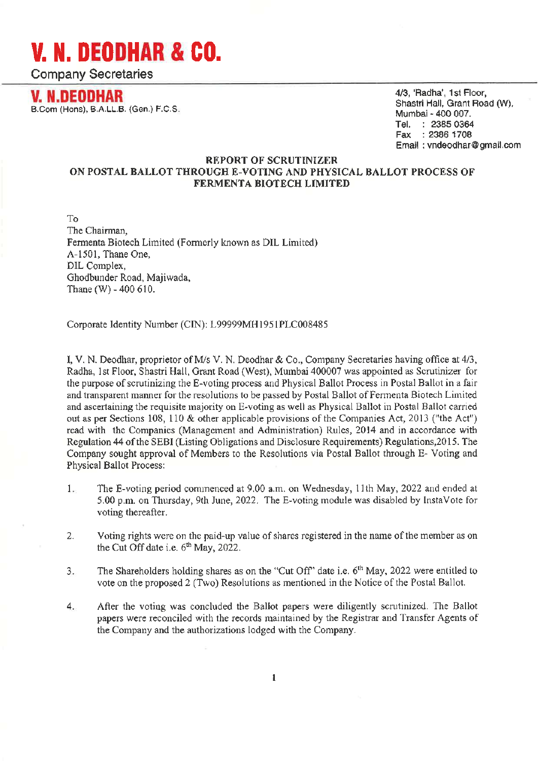# V. N. DEODHAR & CO.

Company Secretaries

**V. N.DEODHAR**
B.Com (Hons), B.A.LL.B. (Gen.) F.C.S.

4/3, 'Radha', 1st Floor,
Shastri Hall, Grant Road (W),
Mumbai - 400 007.
Tel. : 2385 0364
Fax : 2386 1708
Email : vndeodhar@gmail.com

**REPORT OF SCRUTINIZER**
**ON POSTAL BALLOT THROUGH E-VOTING AND PHYSICAL BALLOT PROCESS OF FERMENTA BIOTECH LIMITED**

To
The Chairman,
Fermenta Biotech Limited (Formerly known as DIL Limited)
A-1501, Thane One,
DIL Complex,
Ghodbunder Road, Majiwada,
Thane (W) - 400 610.

Corporate Identity Number (CIN): L99999MH1951PLC008485

I, V. N. Deodhar, proprietor of M/s V. N. Deodhar & Co., Company Secretaries having office at 4/3, Radha, 1st Floor, Shastri Hall, Grant Road (West), Mumbai 400007 was appointed as Scrutinizer for the purpose of scrutinizing the E-voting process and Physical Ballot Process in Postal Ballot in a fair and transparent manner for the resolutions to be passed by Postal Ballot of Fermenta Biotech Limited and ascertaining the requisite majority on E-voting as well as Physical Ballot in Postal Ballot carried out as per Sections 108, 110 & other applicable provisions of the Companies Act, 2013 ("the Act") read with the Companies (Management and Administration) Rules, 2014 and in accordance with Regulation 44 of the SEBI (Listing Obligations and Disclosure Requirements) Regulations,2015. The Company sought approval of Members to the Resolutions via Postal Ballot through E- Voting and Physical Ballot Process:

1. The E-voting period commenced at 9.00 a.m. on Wednesday, 11th May, 2022 and ended at 5.00 p.m. on Thursday, 9th June, 2022. The E-voting module was disabled by InstaVote for voting thereafter.

2. Voting rights were on the paid-up value of shares registered in the name of the member as on the Cut Off date i.e. 6th May, 2022.

3. The Shareholders holding shares as on the "Cut Off" date i.e. 6th May, 2022 were entitled to vote on the proposed 2 (Two) Resolutions as mentioned in the Notice of the Postal Ballot.

4. After the voting was concluded the Ballot papers were diligently scrutinized. The Ballot papers were reconciled with the records maintained by the Registrar and Transfer Agents of the Company and the authorizations lodged with the Company.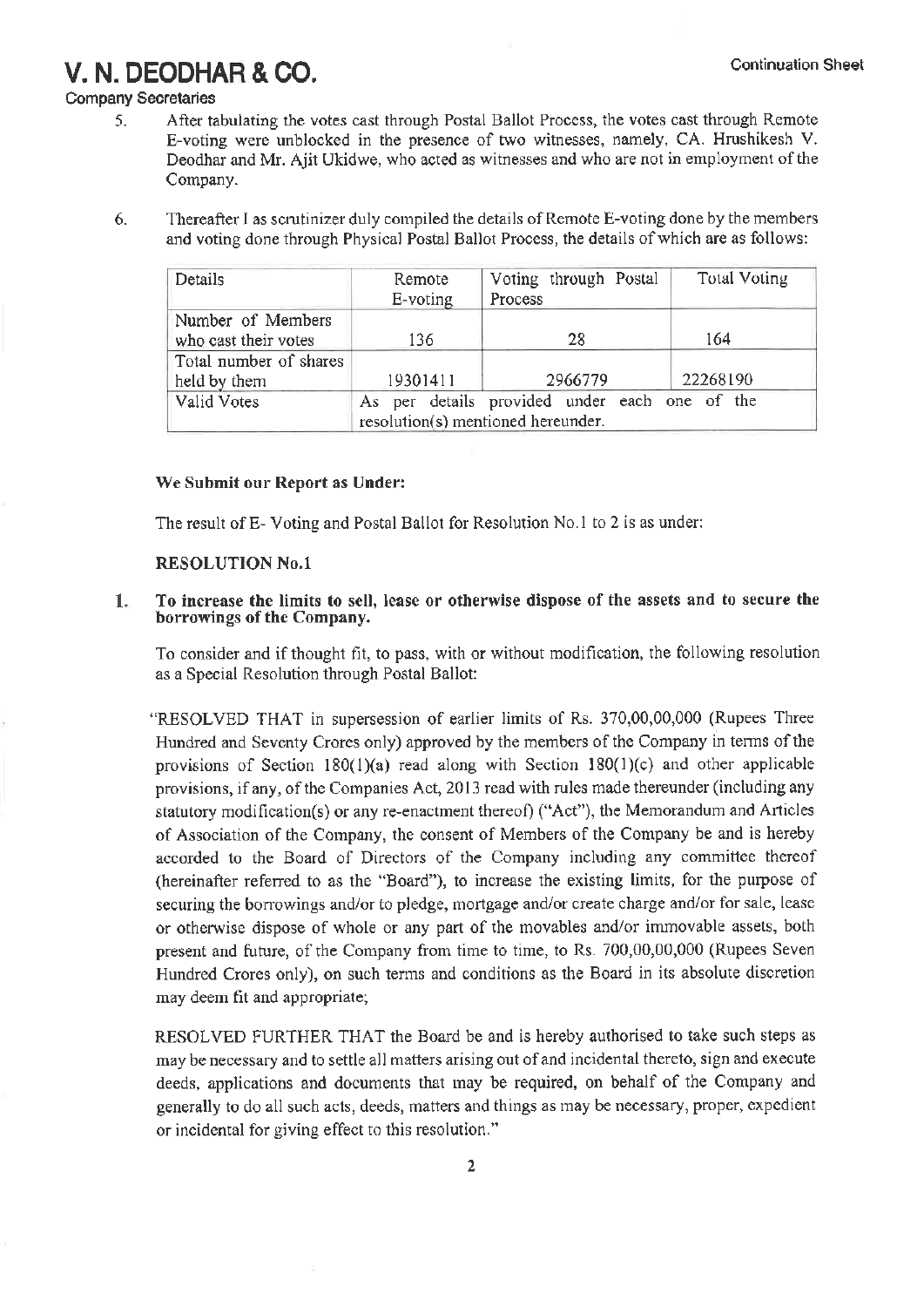# V. N. DEODHAR & CO.

Company Secretaries

Continuation Sheet

5. After tabulating the votes cast through Postal Ballot Process, the votes cast through Remote E-voting were unblocked in the presence of two witnesses, namely, CA. Hrushikesh V. Deodhar and Mr. Ajit Ukidwe, who acted as witnesses and who are not in employment of the Company.

6. Thereafter I as scrutinizer duly compiled the details of Remote E-voting done by the members and voting done through Physical Postal Ballot Process, the details of which are as follows:

| Details | Remote E-voting | Voting through Postal Process | Total Voting |
|---|---|---|---|
| Number of Members who cast their votes | 136 | 28 | 164 |
| Total number of shares held by them | 19301411 | 2966779 | 22268190 |
| Valid Votes | As per details provided under each one of the resolution(s) mentioned hereunder. | | |

**We Submit our Report as Under:**

The result of E- Voting and Postal Ballot for Resolution No.1 to 2 is as under:

**RESOLUTION No.1**

**1. To increase the limits to sell, lease or otherwise dispose of the assets and to secure the borrowings of the Company.**

To consider and if thought fit, to pass, with or without modification, the following resolution as a Special Resolution through Postal Ballot:

"RESOLVED THAT in supersession of earlier limits of Rs. 370,00,00,000 (Rupees Three Hundred and Seventy Crores only) approved by the members of the Company in terms of the provisions of Section 180(1)(a) read along with Section 180(1)(c) and other applicable provisions, if any, of the Companies Act, 2013 read with rules made thereunder (including any statutory modification(s) or any re-enactment thereof) ("Act"), the Memorandum and Articles of Association of the Company, the consent of Members of the Company be and is hereby accorded to the Board of Directors of the Company including any committee thereof (hereinafter referred to as the "Board"), to increase the existing limits, for the purpose of securing the borrowings and/or to pledge, mortgage and/or create charge and/or for sale, lease or otherwise dispose of whole or any part of the movables and/or immovable assets, both present and future, of the Company from time to time, to Rs. 700,00,00,000 (Rupees Seven Hundred Crores only), on such terms and conditions as the Board in its absolute discretion may deem fit and appropriate;

RESOLVED FURTHER THAT the Board be and is hereby authorised to take such steps as may be necessary and to settle all matters arising out of and incidental thereto, sign and execute deeds, applications and documents that may be required, on behalf of the Company and generally to do all such acts, deeds, matters and things as may be necessary, proper, expedient or incidental for giving effect to this resolution."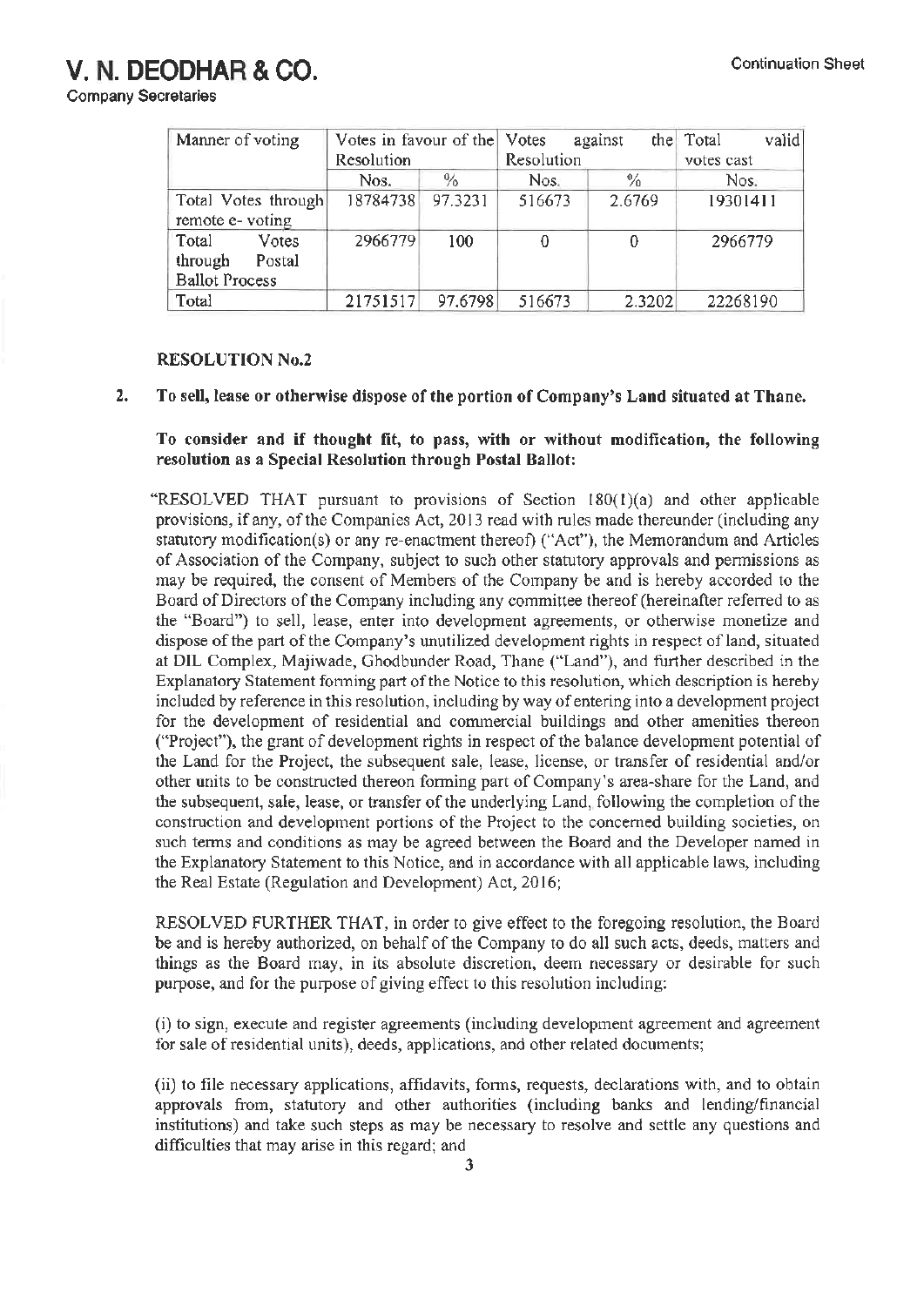| Manner of voting | Votes in favour of the Resolution | | Votes against the Resolution | | Total valid votes cast |
|---|---|---|---|---|---|
| | Nos. | % | Nos. | % | Nos. |
| Total Votes through remote e- voting | 18784738 | 97.3231 | 516673 | 2.6769 | 19301411 |
| Total Votes through Postal Ballot Process | 2966779 | 100 | 0 | 0 | 2966779 |
| Total | 21751517 | 97.6798 | 516673 | 2.3202 | 22268190 |

**RESOLUTION No.2**

**2. To sell, lease or otherwise dispose of the portion of Company's Land situated at Thane.**

**To consider and if thought fit, to pass, with or without modification, the following resolution as a Special Resolution through Postal Ballot:**

"RESOLVED THAT pursuant to provisions of Section 180(1)(a) and other applicable provisions, if any, of the Companies Act, 2013 read with rules made thereunder (including any statutory modification(s) or any re-enactment thereof) ("Act"), the Memorandum and Articles of Association of the Company, subject to such other statutory approvals and permissions as may be required, the consent of Members of the Company be and is hereby accorded to the Board of Directors of the Company including any committee thereof (hereinafter referred to as the "Board") to sell, lease, enter into development agreements, or otherwise monetize and dispose of the part of the Company's unutilized development rights in respect of land, situated at DIL Complex, Majiwade, Ghodbunder Road, Thane ("Land"), and further described in the Explanatory Statement forming part of the Notice to this resolution, which description is hereby included by reference in this resolution, including by way of entering into a development project for the development of residential and commercial buildings and other amenities thereon ("Project"), the grant of development rights in respect of the balance development potential of the Land for the Project, the subsequent sale, lease, license, or transfer of residential and/or other units to be constructed thereon forming part of Company's area-share for the Land, and the subsequent, sale, lease, or transfer of the underlying Land, following the completion of the construction and development portions of the Project to the concerned building societies, on such terms and conditions as may be agreed between the Board and the Developer named in the Explanatory Statement to this Notice, and in accordance with all applicable laws, including the Real Estate (Regulation and Development) Act, 2016;

RESOLVED FURTHER THAT, in order to give effect to the foregoing resolution, the Board be and is hereby authorized, on behalf of the Company to do all such acts, deeds, matters and things as the Board may, in its absolute discretion, deem necessary or desirable for such purpose, and for the purpose of giving effect to this resolution including:

(i) to sign, execute and register agreements (including development agreement and agreement for sale of residential units), deeds, applications, and other related documents;

(ii) to file necessary applications, affidavits, forms, requests, declarations with, and to obtain approvals from, statutory and other authorities (including banks and lending/financial institutions) and take such steps as may be necessary to resolve and settle any questions and difficulties that may arise in this regard; and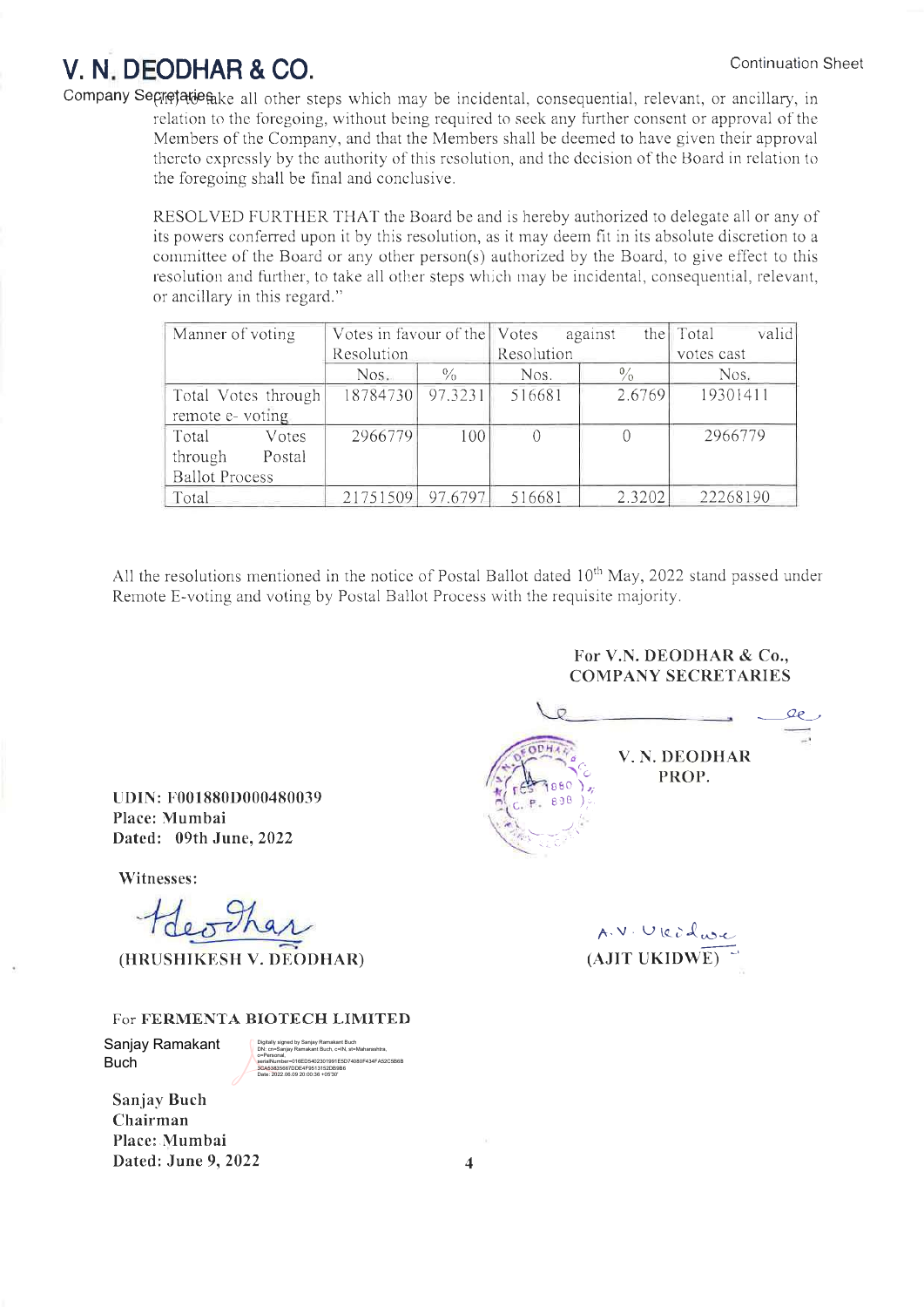# V. N. DEODHAR & CO.

Company Secretaries

Continuation Sheet

(iii) to take all other steps which may be incidental, consequential, relevant, or ancillary, in relation to the foregoing, without being required to seek any further consent or approval of the Members of the Company, and that the Members shall be deemed to have given their approval thereto expressly by the authority of this resolution, and the decision of the Board in relation to the foregoing shall be final and conclusive.

RESOLVED FURTHER THAT the Board be and is hereby authorized to delegate all or any of its powers conferred upon it by this resolution, as it may deem fit in its absolute discretion to a committee of the Board or any other person(s) authorized by the Board, to give effect to this resolution and further, to take all other steps which may be incidental, consequential, relevant, or ancillary in this regard."

| Manner of voting | Votes in favour of the Resolution | | Votes against the Resolution | | Total valid votes cast |
|---|---|---|---|---|---|
| | Nos. | % | Nos. | % | Nos. |
| Total Votes through remote e- voting | 18784730 | 97.3231 | 516681 | 2.6769 | 19301411 |
| Total Votes through Postal Ballot Process | 2966779 | 100 | 0 | 0 | 2966779 |
| Total | 21751509 | 97.6797 | 516681 | 2.3202 | 22268190 |

All the resolutions mentioned in the notice of Postal Ballot dated 10th May, 2022 stand passed under Remote E-voting and voting by Postal Ballot Process with the requisite majority.

**For V.N. DEODHAR & Co.,**
**COMPANY SECRETARIES**

**V. N. DEODHAR**
**PROP.**

**UDIN: F001880D000480039**
**Place: Mumbai**
**Dated: 09th June, 2022**

**Witnesses:**

**(HRUSHIKESH V. DEODHAR)**

**(AJIT UKIDWE)**

For **FERMENTA BIOTECH LIMITED**

Sanjay Ramakant Buch

Digitally signed by Sanjay Ramakant Buch
Date: 2022.06.09 20:00:36 +05'30'

**Sanjay Buch**
**Chairman**
**Place: Mumbai**
**Dated: June 9, 2022**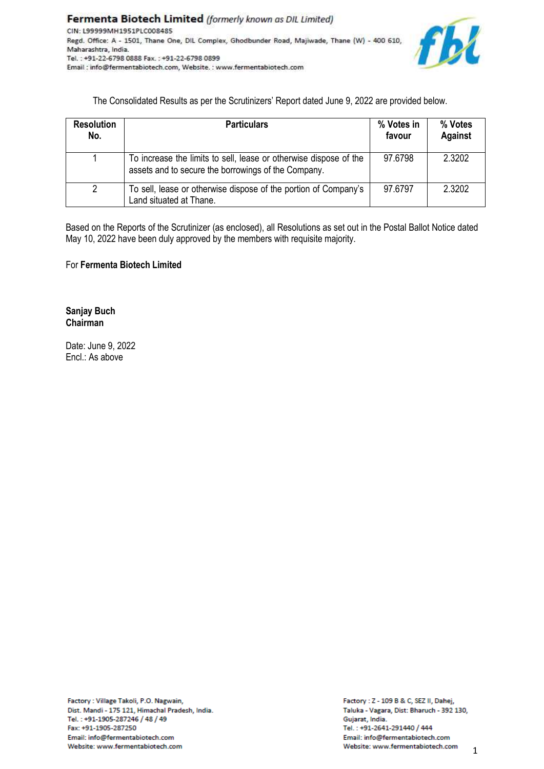**Fermenta Biotech Limited** *(formerly known as DIL Limited)*
CIN: L99999MH1951PLC008485
Regd. Office: A - 1501, Thane One, DIL Complex, Ghodbunder Road, Majiwade, Thane (W) - 400 610, Maharashtra, India.
Tel. : +91-22-6798 0888 Fax. : +91-22-6798 0899
Email : info@fermentabiotech.com, Website. : www.fermentabiotech.com

The Consolidated Results as per the Scrutinizers' Report dated June 9, 2022 are provided below.

| Resolution No. | Particulars | % Votes in favour | % Votes Against |
|---|---|---|---|
| 1 | To increase the limits to sell, lease or otherwise dispose of the assets and to secure the borrowings of the Company. | 97.6798 | 2.3202 |
| 2 | To sell, lease or otherwise dispose of the portion of Company's Land situated at Thane. | 97.6797 | 2.3202 |

Based on the Reports of the Scrutinizer (as enclosed), all Resolutions as set out in the Postal Ballot Notice dated May 10, 2022 have been duly approved by the members with requisite majority.

For **Fermenta Biotech Limited**

**Sanjay Buch**
**Chairman**

Date: June 9, 2022
Encl.: As above

Factory : Village Takoli, P.O. Nagwain,
Dist. Mandi - 175 121, Himachal Pradesh, India.
Tel. : +91-1905-287246 / 48 / 49
Fax: +91-1905-287250
Email: info@fermentabiotech.com
Website: www.fermentabiotech.com

Factory : Z - 109 B & C, SEZ II, Dahej,
Taluka - Vagara, Dist: Bharuch - 392 130,
Gujarat, India.
Tel. : +91-2641-291440 / 444
Email: info@fermentabiotech.com
Website: www.fermentabiotech.com